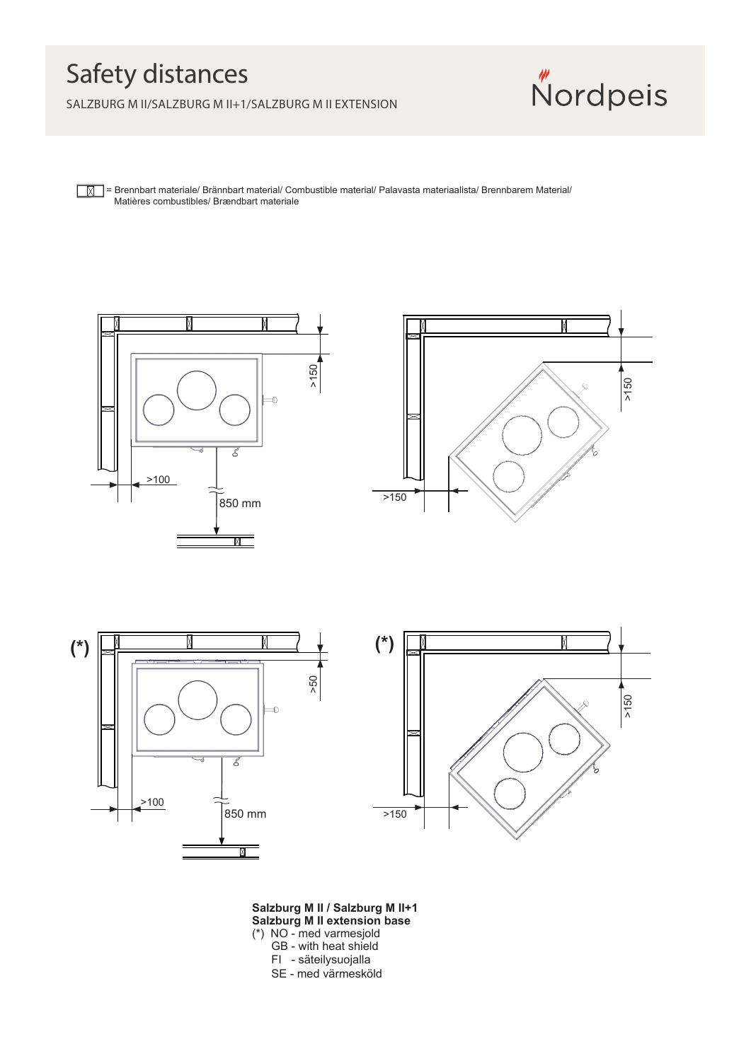# Safety distances

SALZBURG M II/SALZBURG M II+1/SALZBURG M II EXTENSION

Nordpeis

= Brennbart materiale/ Brännbart material/ Combustible material/ Palavasta materiaalista/ Brennbarem Material/ Matières combustibles/ Brændbart materiale

>150

>100

850 mm

>150

>150

(*)

>50

>100

850 mm

(*)

>150

>150

**Salzburg M II / Salzburg M II+1**
**Salzburg M II extension base**

(*) NO - med varmesjold
GB - with heat shield
FI - säteilysuojalla
SE - med värmesköld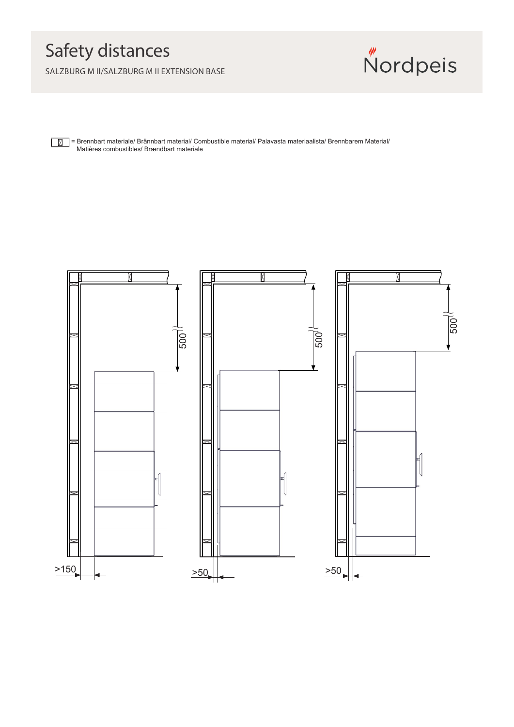# Safety distances

SALZBURG M II/SALZBURG M II EXTENSION BASE

Nordpeis

= Brennbart materiale/ Brännbart material/ Combustible material/ Palavasta materiaalista/ Brennbarem Material/ Matières combustibles/ Brændbart materiale

500

500

500

>150

>50

>50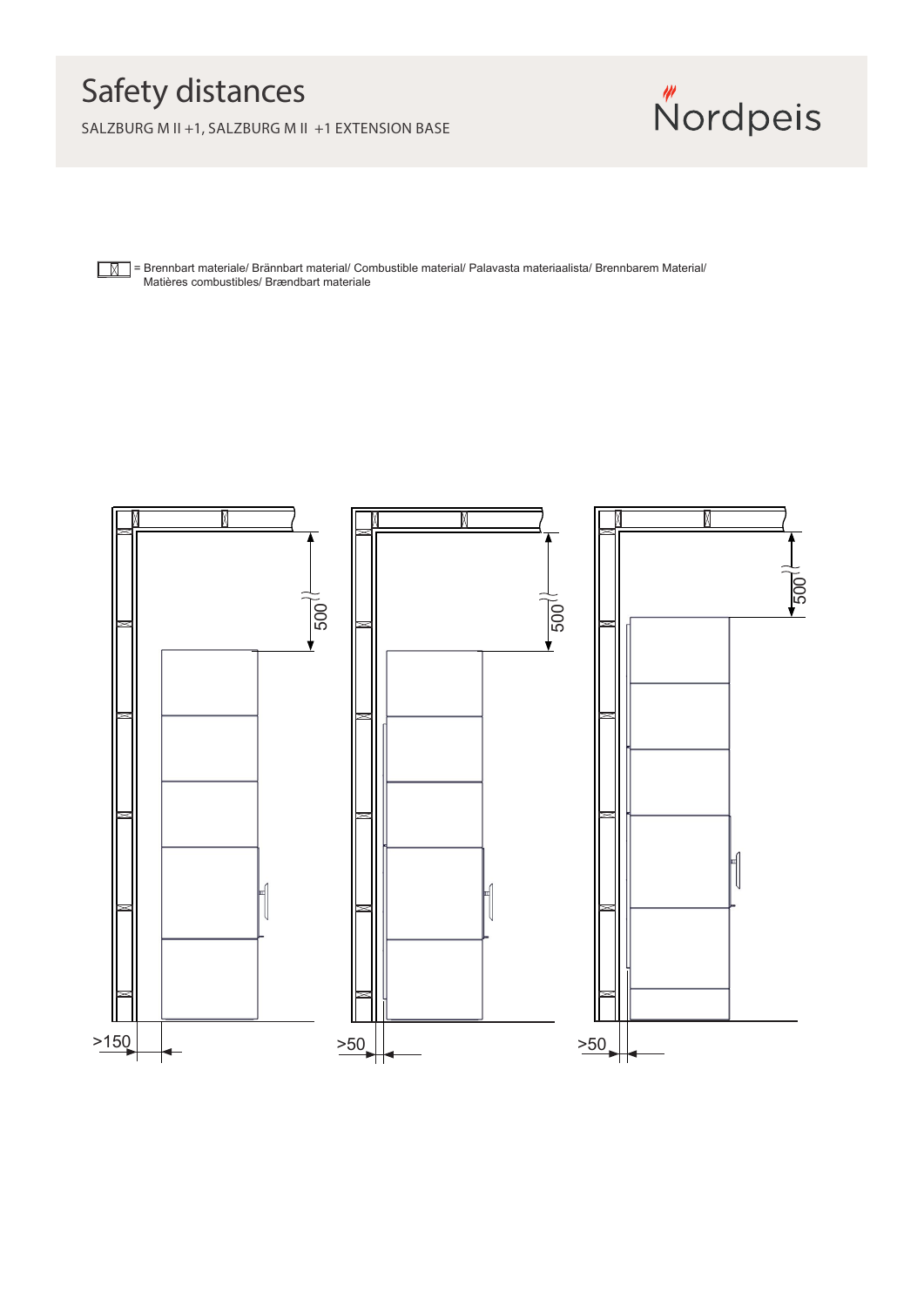# Safety distances

SALZBURG M II +1, SALZBURG M II +1 EXTENSION BASE

= Brennbart materiale/ Brännbart material/ Combustible material/ Palavasta materiaalista/ Brennbarem Material/ Matières combustibles/ Brændbart materiale

500

500

500

>150

>50

>50